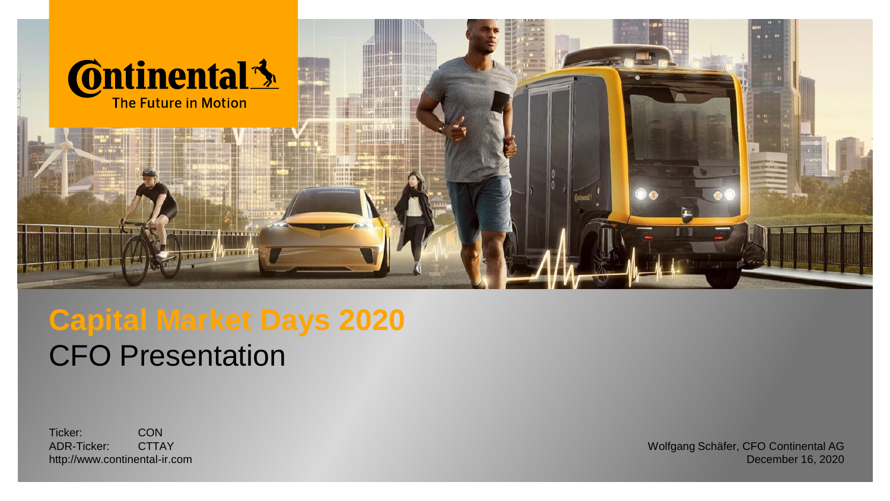Continental
The Future in Motion

# Capital Market Days 2020

## CFO Presentation

Ticker: CON
ADR-Ticker: CTTAY
http://www.continental-ir.com

Wolfgang Schäfer, CFO Continental AG
December 16, 2020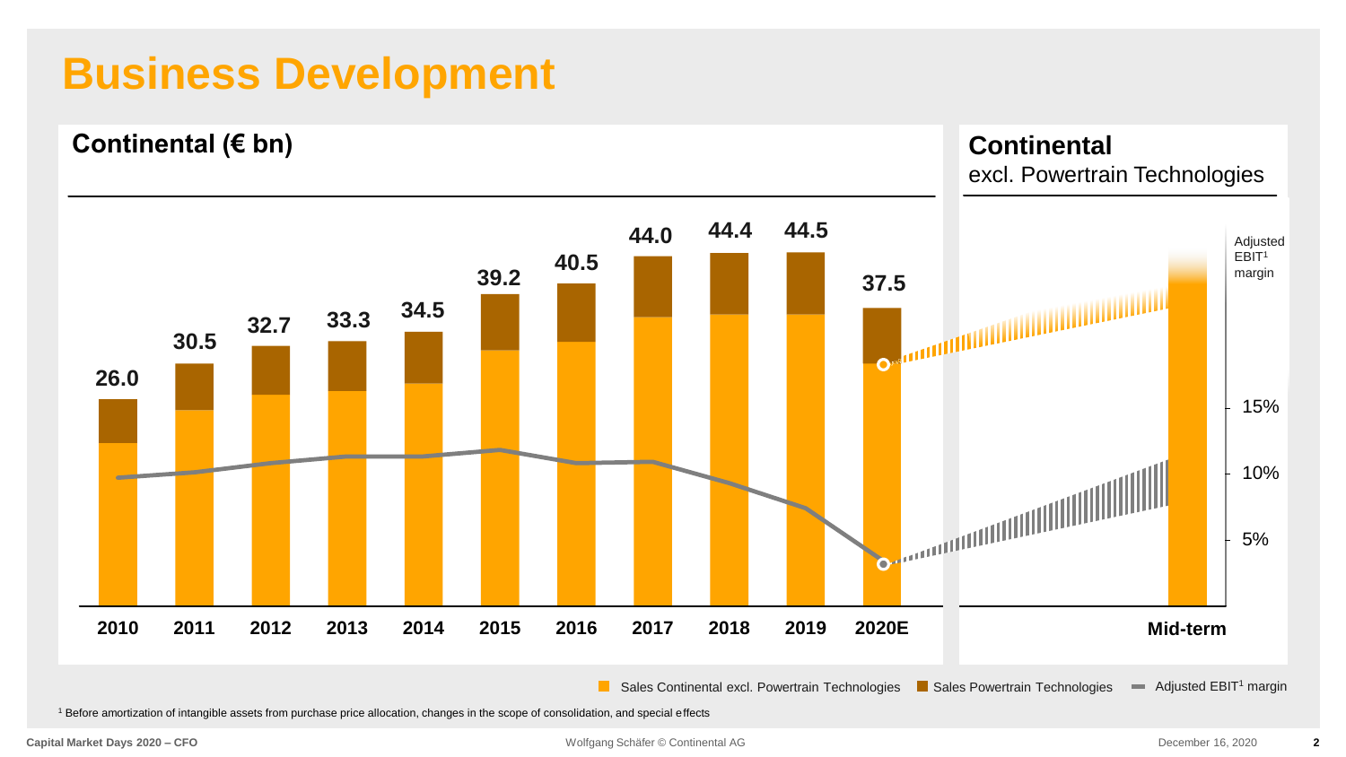# Business Development

## Continental (€ bn)

| Year | 2010 | 2011 | 2012 | 2013 | 2014 | 2015 | 2016 | 2017 | 2018 | 2019 | 2020E |
|---|---|---|---|---|---|---|---|---|---|---|---|
| Sales | 26.0 | 30.5 | 32.7 | 33.3 | 34.5 | 39.2 | 40.5 | 44.0 | 44.4 | 44.5 | 37.5 |

## Continental
excl. Powertrain Technologies

Adjusted EBIT[1] margin

15%

10%

5%

Mid-term

Sales Continental excl. Powertrain Technologies | Sales Powertrain Technologies | Adjusted EBIT[1] margin

[1] Before amortization of intangible assets from purchase price allocation, changes in the scope of consolidation, and special effects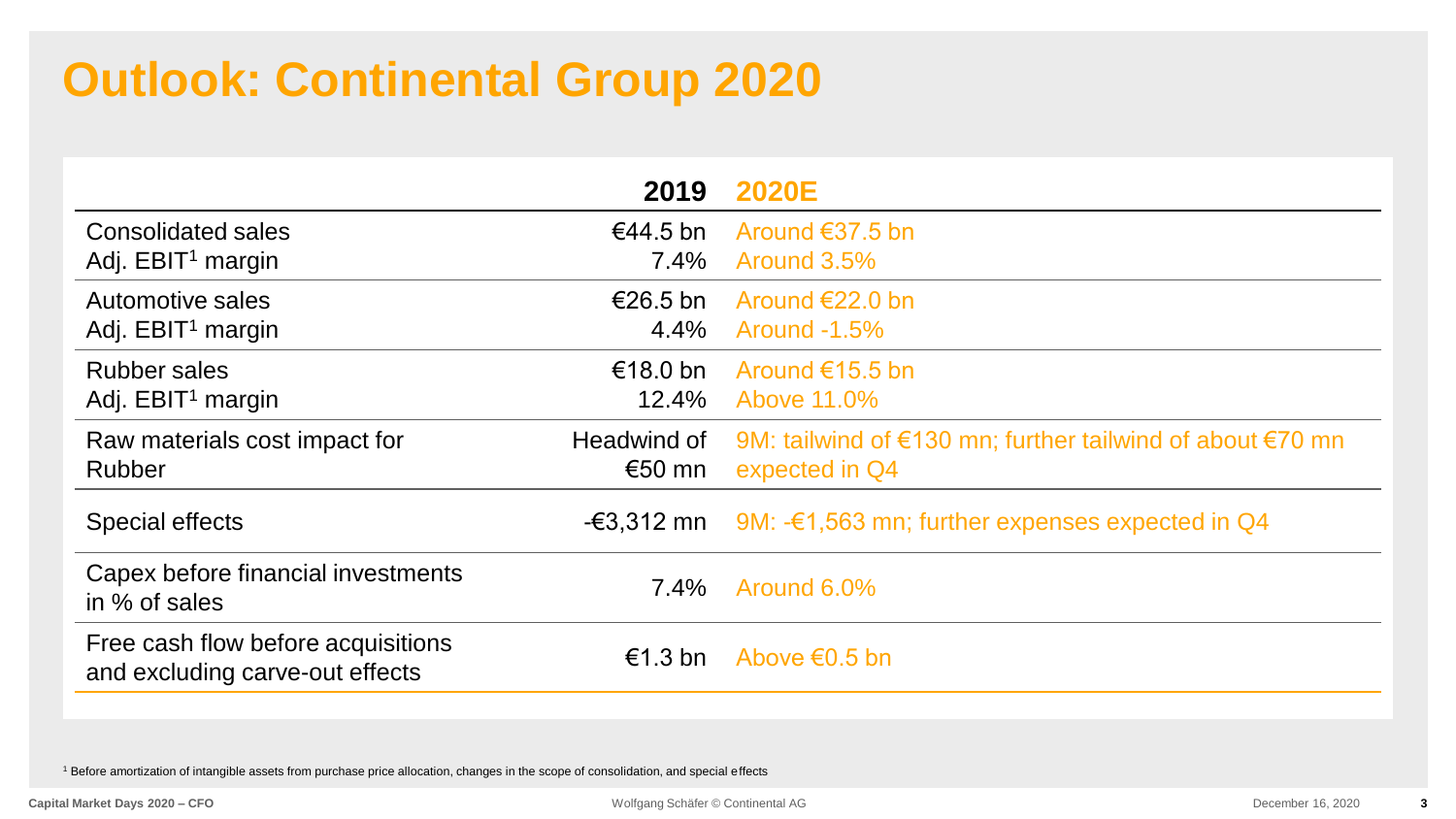# Outlook: Continental Group 2020

| | 2019 | 2020E |
|---|---|---|
| Consolidated sales | €44.5 bn | Around €37.5 bn |
| Adj. EBIT[1] margin | 7.4% | Around 3.5% |
| Automotive sales | €26.5 bn | Around €22.0 bn |
| Adj. EBIT[1] margin | 4.4% | Around -1.5% |
| Rubber sales | €18.0 bn | Around €15.5 bn |
| Adj. EBIT[1] margin | 12.4% | Above 11.0% |
| Raw materials cost impact for Rubber | Headwind of €50 mn | 9M: tailwind of €130 mn; further tailwind of about €70 mn expected in Q4 |
| Special effects | -€3,312 mn | 9M: -€1,563 mn; further expenses expected in Q4 |
| Capex before financial investments in % of sales | 7.4% | Around 6.0% |
| Free cash flow before acquisitions and excluding carve-out effects | €1.3 bn | Above €0.5 bn |

[1] Before amortization of intangible assets from purchase price allocation, changes in the scope of consolidation, and special effects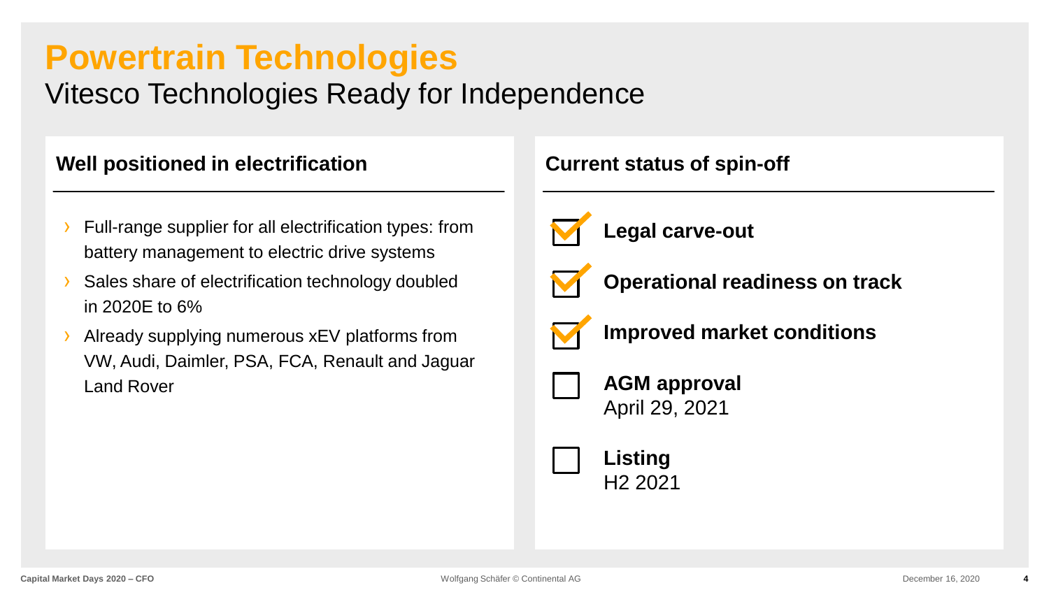# Powertrain Technologies

## Vitesco Technologies Ready for Independence

### Well positioned in electrification

- Full-range supplier for all electrification types: from battery management to electric drive systems
- Sales share of electrification technology doubled in 2020E to 6%
- Already supplying numerous xEV platforms from VW, Audi, Daimler, PSA, FCA, Renault and Jaguar Land Rover

### Current status of spin-off

- [x] **Legal carve-out**
- [x] **Operational readiness on track**
- [x] **Improved market conditions**
- [ ] **AGM approval**
  April 29, 2021
- [ ] **Listing**
  H2 2021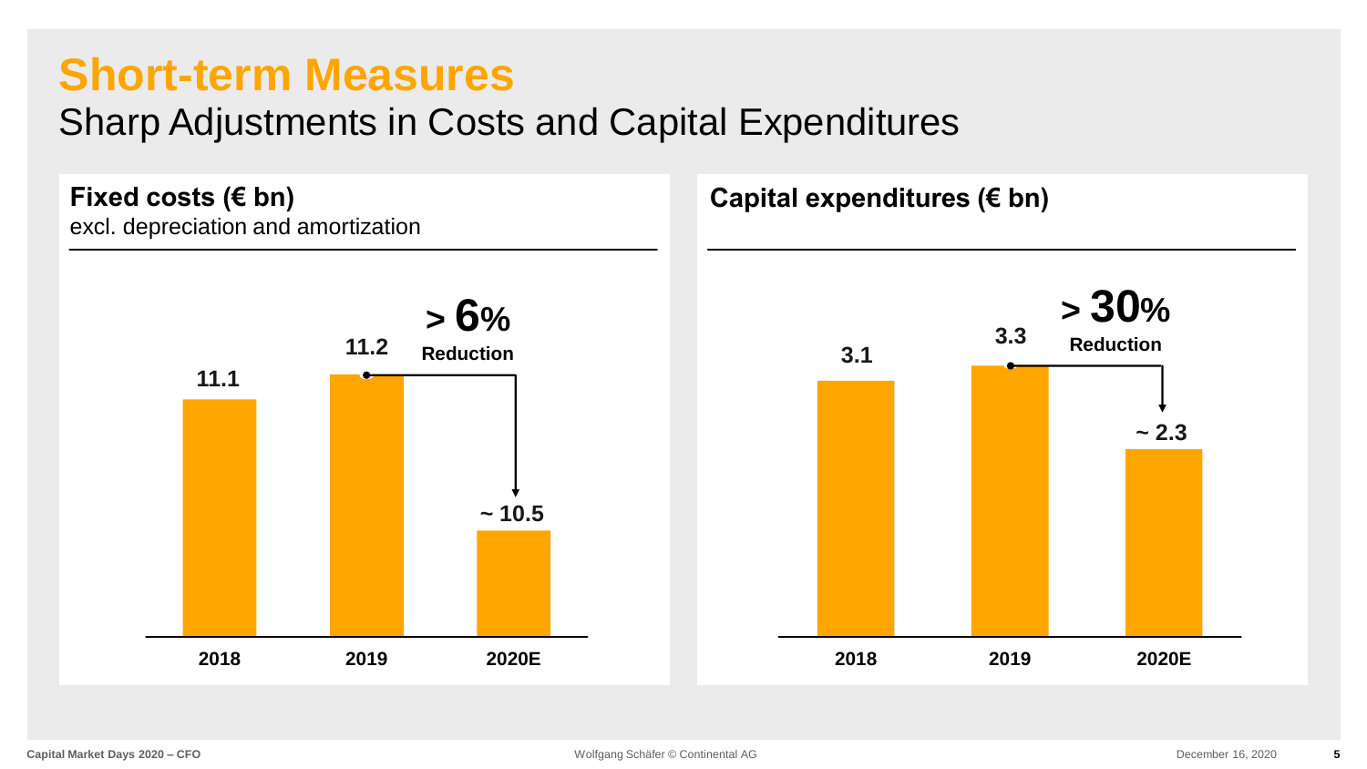# Short-term Measures

## Sharp Adjustments in Costs and Capital Expenditures

**Fixed costs (€ bn)**
excl. depreciation and amortization

| 2018 | 2019 | 2020E |
| --- | --- | --- |
| 11.1 | 11.2 | ~ 10.5 |

**> 6% Reduction**

**Capital expenditures (€ bn)**

| 2018 | 2019 | 2020E |
| --- | --- | --- |
| 3.1 | 3.3 | ~ 2.3 |

**> 30% Reduction**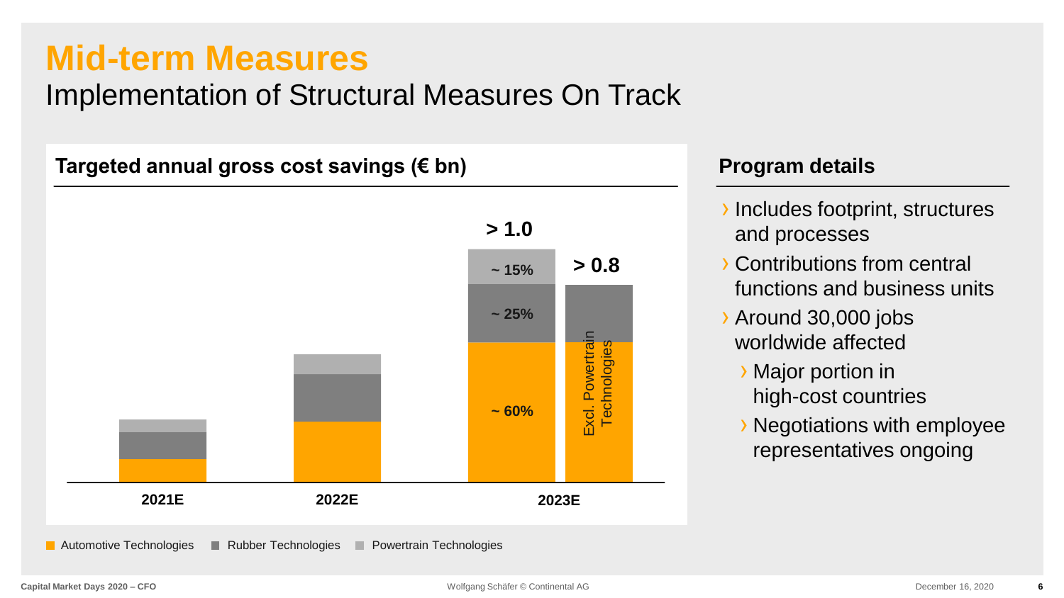# Mid-term Measures

## Implementation of Structural Measures On Track

### Targeted annual gross cost savings (€ bn)

| | 2021E | 2022E | 2023E | 2023E Excl. Powertrain Technologies |
|---|---|---|---|---|
| Total | | | > 1.0 | > 0.8 |
| Powertrain Technologies | | | ~ 15% | |
| Rubber Technologies | | | ~ 25% | |
| Automotive Technologies | | | ~ 60% | |

Automotive Technologies | Rubber Technologies | Powertrain Technologies

### Program details

- Includes footprint, structures and processes
- Contributions from central functions and business units
- Around 30,000 jobs worldwide affected
  - Major portion in high-cost countries
  - Negotiations with employee representatives ongoing

Capital Market Days 2020 – CFO

Wolfgang Schäfer © Continental AG

December 16, 2020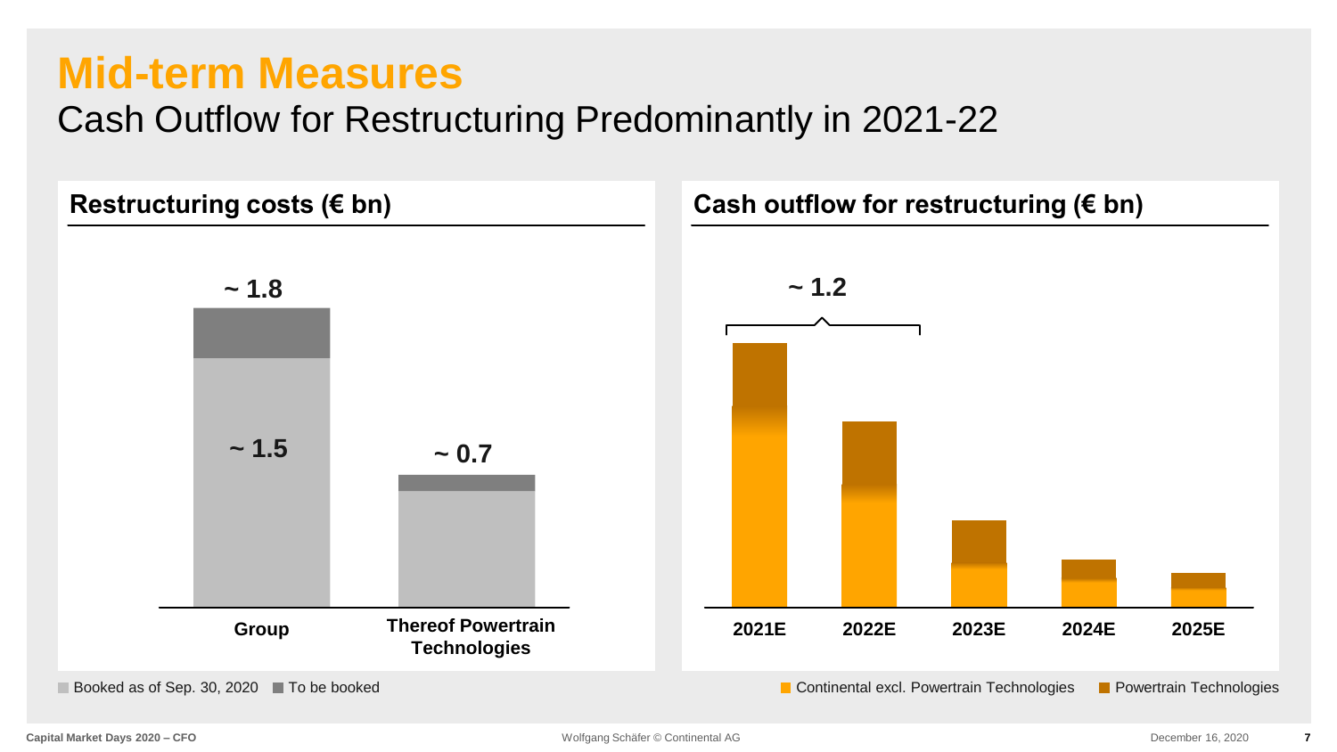# Mid-term Measures

## Cash Outflow for Restructuring Predominantly in 2021-22

### Restructuring costs (€ bn)

| | Group | Thereof Powertrain Technologies |
|---|---|---|
| Total | ~ 1.8 | ~ 0.7 |
| Booked as of Sep. 30, 2020 | ~ 1.5 | |

Booked as of Sep. 30, 2020 | To be booked

### Cash outflow for restructuring (€ bn)

~ 1.2 (2021E–2022E)

2021E | 2022E | 2023E | 2024E | 2025E

Continental excl. Powertrain Technologies | Powertrain Technologies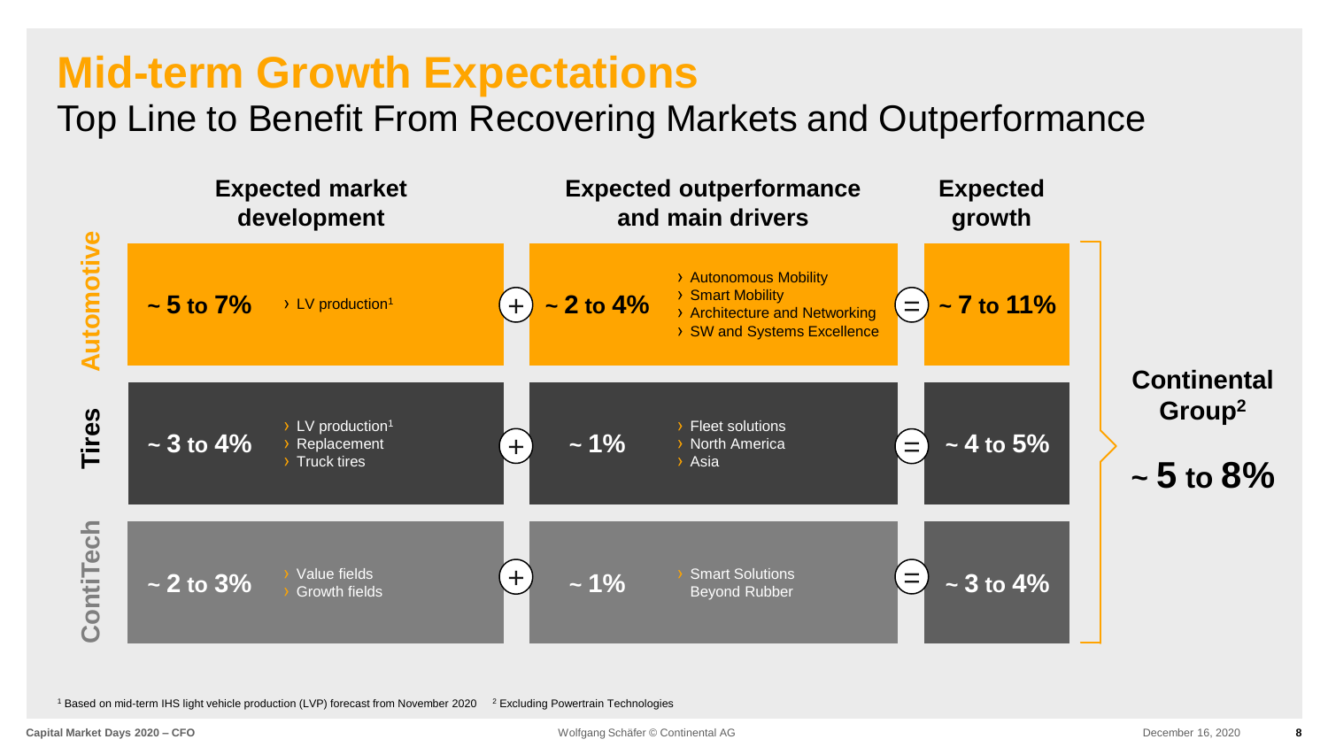# Mid-term Growth Expectations

## Top Line to Benefit From Recovering Markets and Outperformance

| | Expected market development | | | Expected outperformance and main drivers | | | Expected growth | Continental Group[2] |
|---|---|---|---|---|---|---|---|---|
| **Automotive** | **~ 5 to 7%** | › LV production[1] | + | **~ 2 to 4%** | › Autonomous Mobility<br>› Smart Mobility<br>› Architecture and Networking<br>› SW and Systems Excellence | = | **~ 7 to 11%** | **~ 5 to 8%** |
| **Tires** | **~ 3 to 4%** | › LV production[1]<br>› Replacement<br>› Truck tires | + | **~ 1%** | › Fleet solutions<br>› North America<br>› Asia | = | **~ 4 to 5%** | |
| **ContiTech** | **~ 2 to 3%** | › Value fields<br>› Growth fields | + | **~ 1%** | › Smart Solutions Beyond Rubber | = | **~ 3 to 4%** | |

[1] Based on mid-term IHS light vehicle production (LVP) forecast from November 2020 [2] Excluding Powertrain Technologies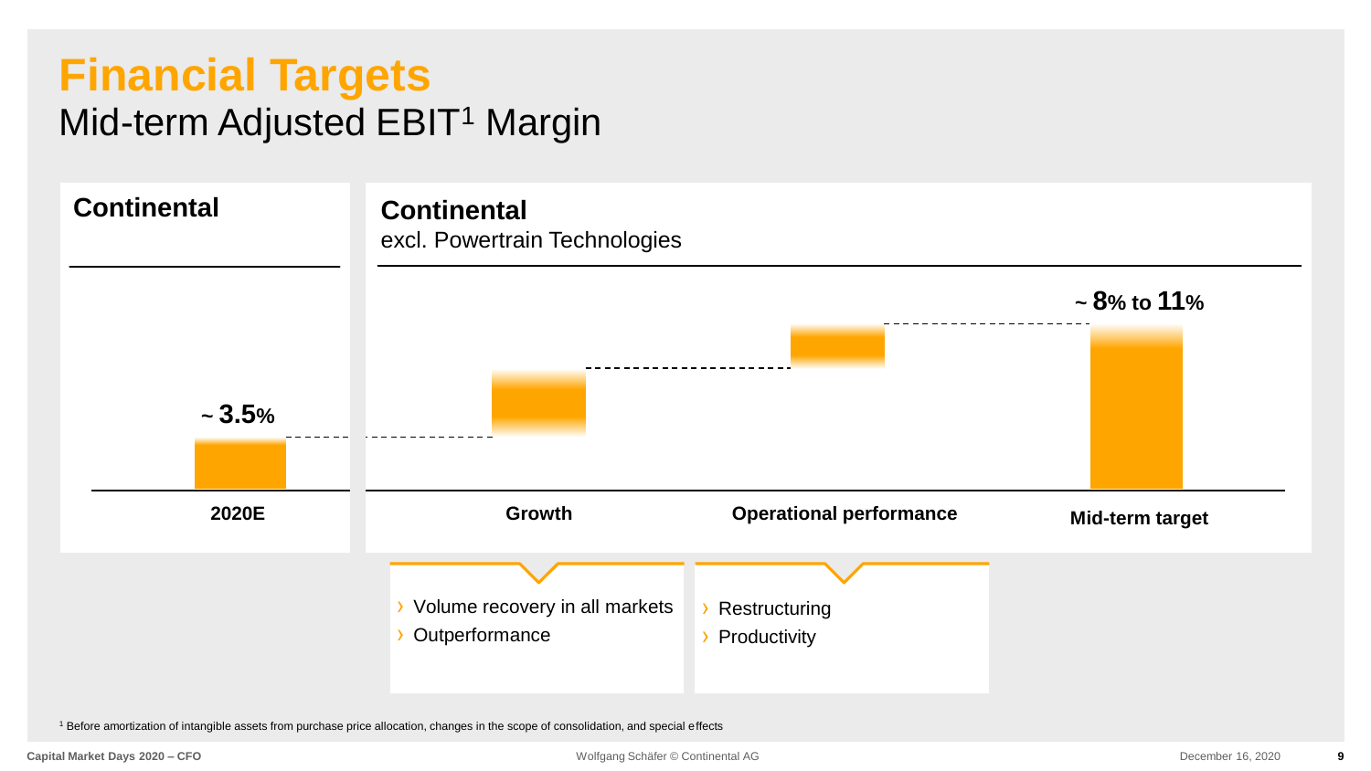# Financial Targets

## Mid-term Adjusted EBIT[1] Margin

**Continental**

~ **3.5**%

**2020E**

**Continental**
excl. Powertrain Technologies

**Growth**

- Volume recovery in all markets
- Outperformance

**Operational performance**

- Restructuring
- Productivity

~ **8**% to **11**%

**Mid-term target**

[1] Before amortization of intangible assets from purchase price allocation, changes in the scope of consolidation, and special effects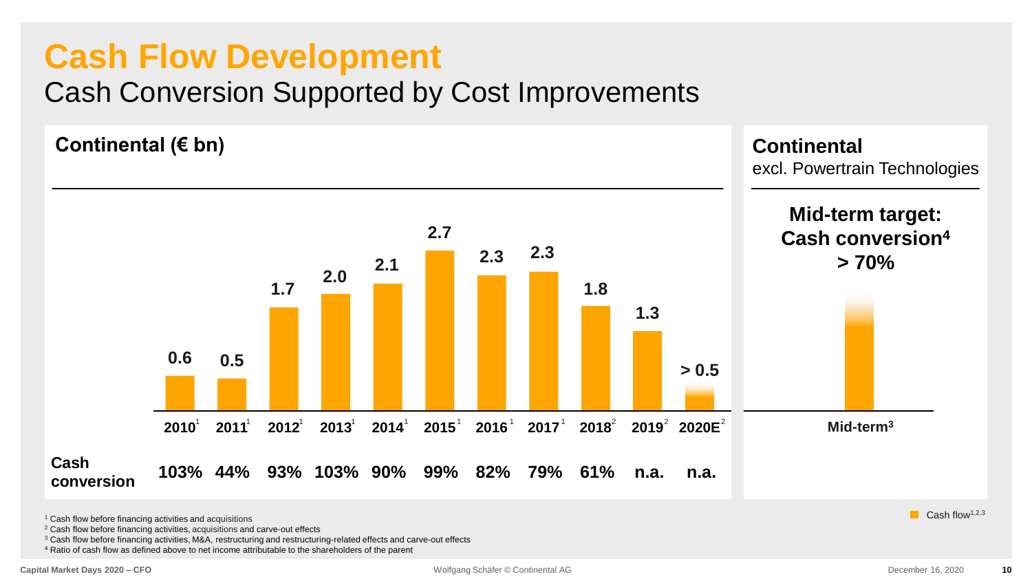# Cash Flow Development

## Cash Conversion Supported by Cost Improvements

**Continental (€ bn)**

| | 2010[1] | 2011[1] | 2012[1] | 2013[1] | 2014[1] | 2015[1] | 2016[1] | 2017[1] | 2018[2] | 2019[2] | 2020E[2] |
|---|---|---|---|---|---|---|---|---|---|---|---|
| Cash flow | 0.6 | 0.5 | 1.7 | 2.0 | 2.1 | 2.7 | 2.3 | 2.3 | 1.8 | 1.3 | > 0.5 |
| **Cash conversion** | **103%** | **44%** | **93%** | **103%** | **90%** | **99%** | **82%** | **79%** | **61%** | **n.a.** | **n.a.** |

**Continental**
excl. Powertrain Technologies

**Mid-term target:**
**Cash conversion[4]**
**> 70%**

**Mid-term[3]**

Cash flow[1,2,3]

[1] Cash flow before financing activities and acquisitions
[2] Cash flow before financing activities, acquisitions and carve-out effects
[3] Cash flow before financing activities, M&A, restructuring and restructuring-related effects and carve-out effects
[4] Ratio of cash flow as defined above to net income attributable to the shareholders of the parent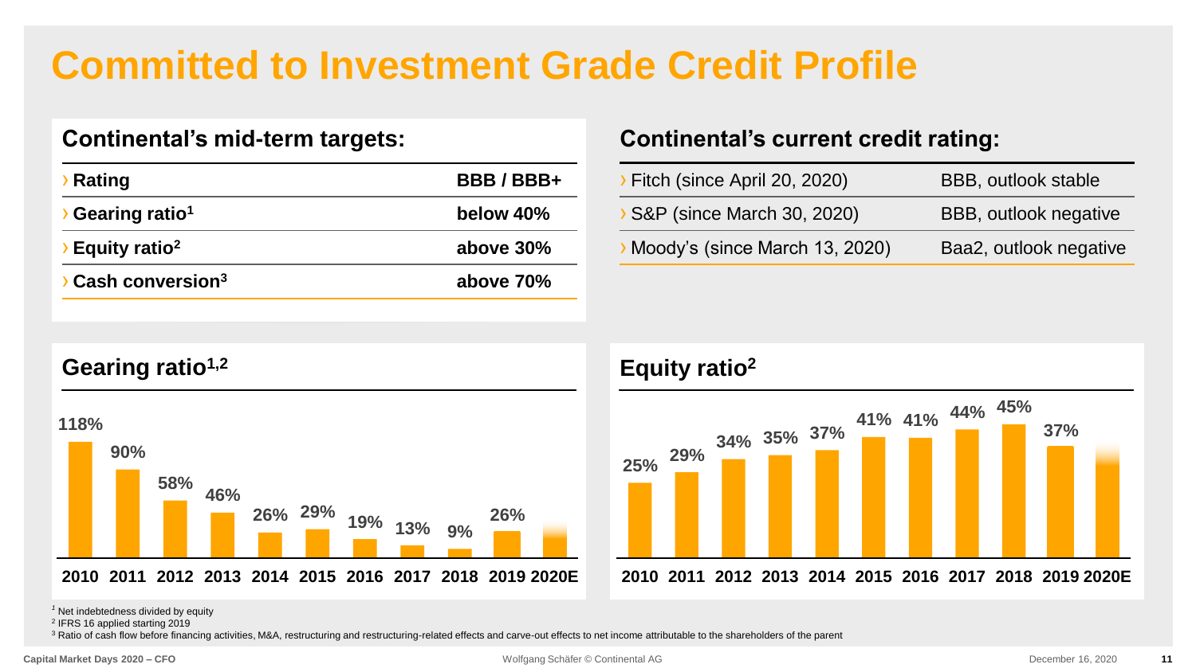# Committed to Investment Grade Credit Profile

## Continental's mid-term targets:

| | |
|---|---|
| › **Rating** | **BBB / BBB+** |
| › **Gearing ratio**[1] | **below 40%** |
| › **Equity ratio**[2] | **above 30%** |
| › **Cash conversion**[3] | **above 70%** |

## Continental's current credit rating:

| | |
|---|---|
| › Fitch (since April 20, 2020) | BBB, outlook stable |
| › S&P (since March 30, 2020) | BBB, outlook negative |
| › Moody's (since March 13, 2020) | Baa2, outlook negative |

## Gearing ratio[1,2]

| 2010 | 2011 | 2012 | 2013 | 2014 | 2015 | 2016 | 2017 | 2018 | 2019 | 2020E |
|---|---|---|---|---|---|---|---|---|---|---|
| 118% | 90% | 58% | 46% | 26% | 29% | 19% | 13% | 9% | 26% | |

## Equity ratio[2]

| 2010 | 2011 | 2012 | 2013 | 2014 | 2015 | 2016 | 2017 | 2018 | 2019 | 2020E |
|---|---|---|---|---|---|---|---|---|---|---|
| 25% | 29% | 34% | 35% | 37% | 41% | 41% | 44% | 45% | 37% | |

[1] Net indebtedness divided by equity
[2] IFRS 16 applied starting 2019
[3] Ratio of cash flow before financing activities, M&A, restructuring and restructuring-related effects and carve-out effects to net income attributable to the shareholders of the parent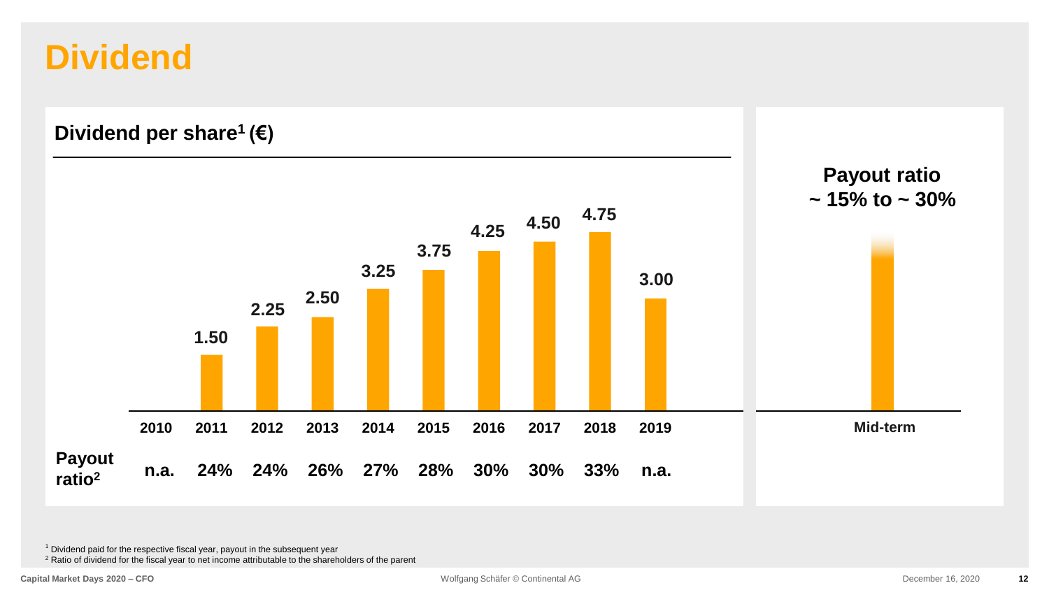# Dividend

## Dividend per share[1] (€)

| | 2010 | 2011 | 2012 | 2013 | 2014 | 2015 | 2016 | 2017 | 2018 | 2019 |
|---|---|---|---|---|---|---|---|---|---|---|
| Dividend per share (€) | | 1.50 | 2.25 | 2.50 | 3.25 | 3.75 | 4.25 | 4.50 | 4.75 | 3.00 |
| Payout ratio[2] | n.a. | 24% | 24% | 26% | 27% | 28% | 30% | 30% | 33% | n.a. |

**Payout ratio ~ 15% to ~ 30%**

Mid-term

[1] Dividend paid for the respective fiscal year, payout in the subsequent year

[2] Ratio of dividend for the fiscal year to net income attributable to the shareholders of the parent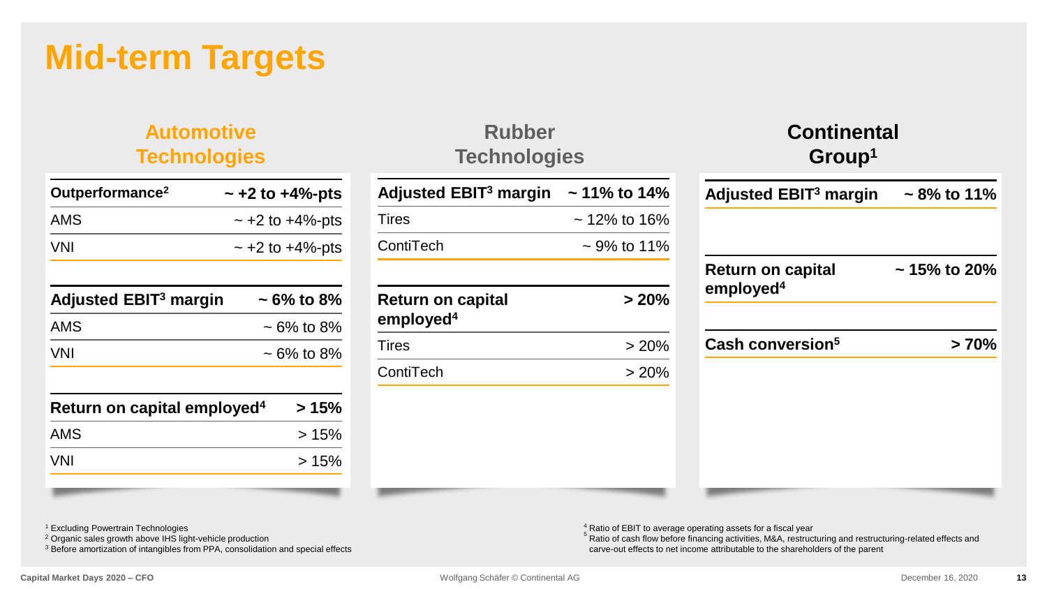# Mid-term Targets

## Automotive Technologies

| Outperformance[2] | ~ +2 to +4%-pts |
|---|---|
| AMS | ~ +2 to +4%-pts |
| VNI | ~ +2 to +4%-pts |

| Adjusted EBIT[3] margin | ~ 6% to 8% |
|---|---|
| AMS | ~ 6% to 8% |
| VNI | ~ 6% to 8% |

| Return on capital employed[4] | > 15% |
|---|---|
| AMS | > 15% |
| VNI | > 15% |

## Rubber Technologies

| Adjusted EBIT[3] margin | ~ 11% to 14% |
|---|---|
| Tires | ~ 12% to 16% |
| ContiTech | ~ 9% to 11% |

| Return on capital employed[4] | > 20% |
|---|---|
| Tires | > 20% |
| ContiTech | > 20% |

## Continental Group[1]

| Adjusted EBIT[3] margin | ~ 8% to 11% |
|---|---|

| Return on capital employed[4] | ~ 15% to 20% |
|---|---|

| Cash conversion[5] | > 70% |
|---|---|

[1] Excluding Powertrain Technologies
[2] Organic sales growth above IHS light-vehicle production
[3] Before amortization of intangibles from PPA, consolidation and special effects
[4] Ratio of EBIT to average operating assets for a fiscal year
[5] Ratio of cash flow before financing activities, M&A, restructuring and restructuring-related effects and carve-out effects to net income attributable to the shareholders of the parent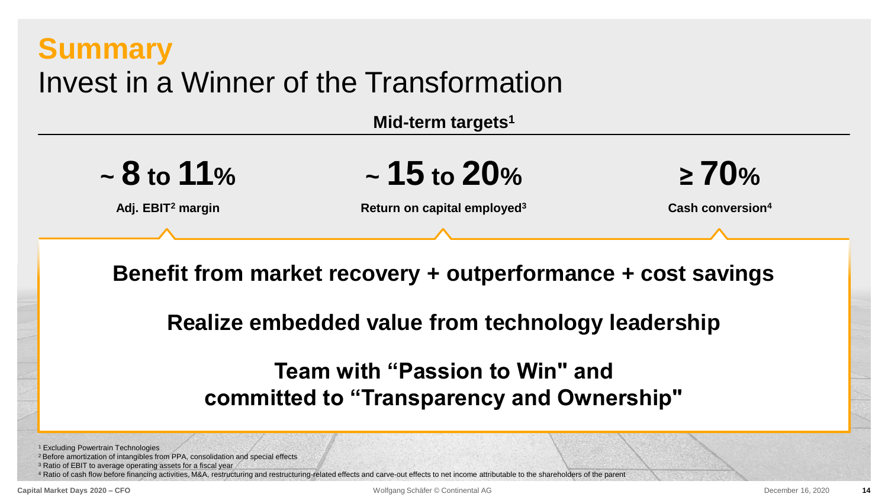# Summary

## Invest in a Winner of the Transformation

**Mid-term targets[1]**

| ~ 8 to 11% | ~ 15 to 20% | ≥ 70% |
|---|---|---|
| Adj. EBIT[2] margin | Return on capital employed[3] | Cash conversion[4] |

**Benefit from market recovery + outperformance + cost savings**

**Realize embedded value from technology leadership**

**Team with “Passion to Win" and committed to “Transparency and Ownership"**

[1] Excluding Powertrain Technologies
[2] Before amortization of intangibles from PPA, consolidation and special effects
[3] Ratio of EBIT to average operating assets for a fiscal year
[4] Ratio of cash flow before financing activities, M&A, restructuring and restructuring-related effects and carve-out effects to net income attributable to the shareholders of the parent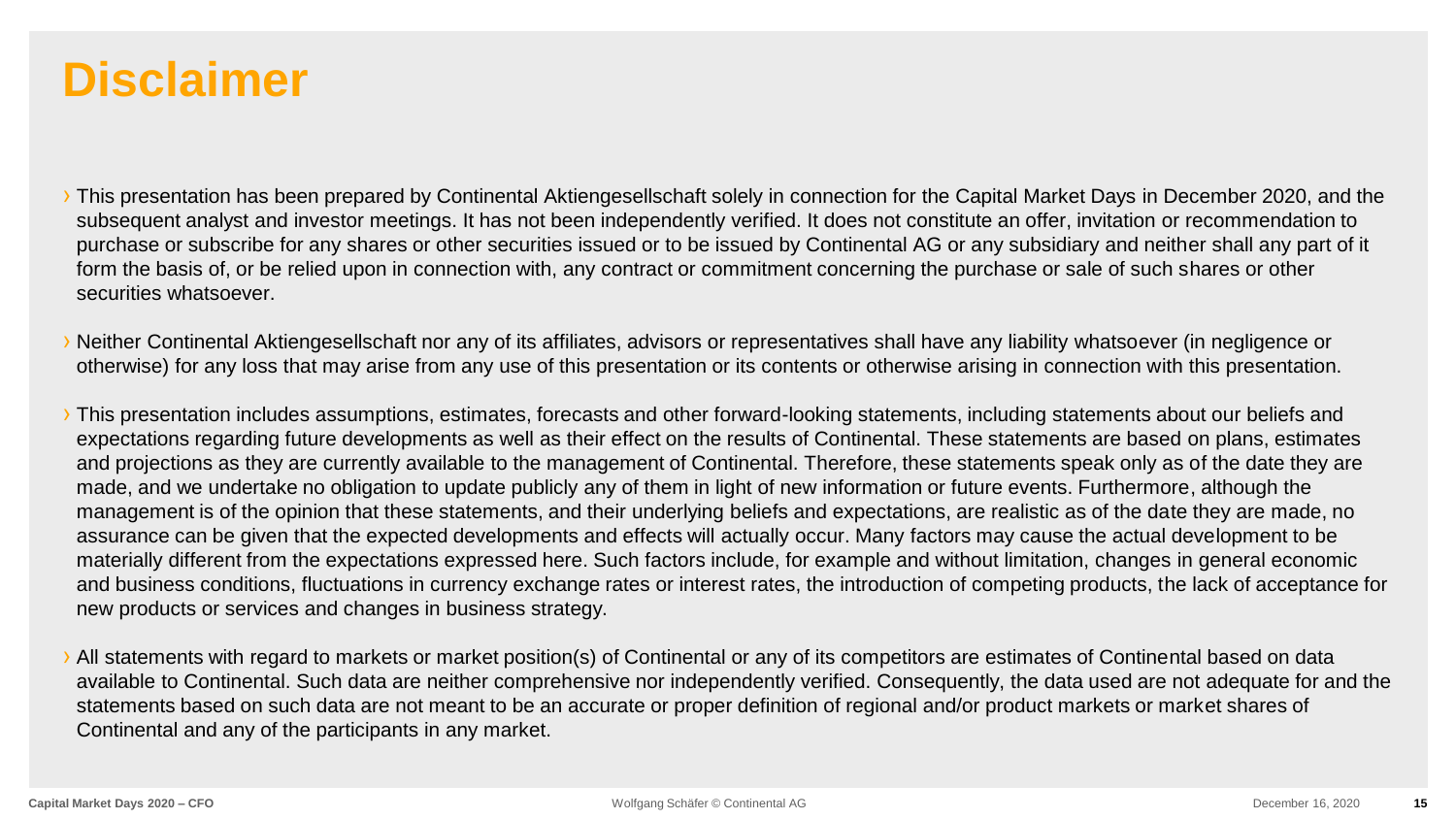# Disclaimer

- This presentation has been prepared by Continental Aktiengesellschaft solely in connection for the Capital Market Days in December 2020, and the subsequent analyst and investor meetings. It has not been independently verified. It does not constitute an offer, invitation or recommendation to purchase or subscribe for any shares or other securities issued or to be issued by Continental AG or any subsidiary and neither shall any part of it form the basis of, or be relied upon in connection with, any contract or commitment concerning the purchase or sale of such shares or other securities whatsoever.

- Neither Continental Aktiengesellschaft nor any of its affiliates, advisors or representatives shall have any liability whatsoever (in negligence or otherwise) for any loss that may arise from any use of this presentation or its contents or otherwise arising in connection with this presentation.

- This presentation includes assumptions, estimates, forecasts and other forward-looking statements, including statements about our beliefs and expectations regarding future developments as well as their effect on the results of Continental. These statements are based on plans, estimates and projections as they are currently available to the management of Continental. Therefore, these statements speak only as of the date they are made, and we undertake no obligation to update publicly any of them in light of new information or future events. Furthermore, although the management is of the opinion that these statements, and their underlying beliefs and expectations, are realistic as of the date they are made, no assurance can be given that the expected developments and effects will actually occur. Many factors may cause the actual development to be materially different from the expectations expressed here. Such factors include, for example and without limitation, changes in general economic and business conditions, fluctuations in currency exchange rates or interest rates, the introduction of competing products, the lack of acceptance for new products or services and changes in business strategy.

- All statements with regard to markets or market position(s) of Continental or any of its competitors are estimates of Continental based on data available to Continental. Such data are neither comprehensive nor independently verified. Consequently, the data used are not adequate for and the statements based on such data are not meant to be an accurate or proper definition of regional and/or product markets or market shares of Continental and any of the participants in any market.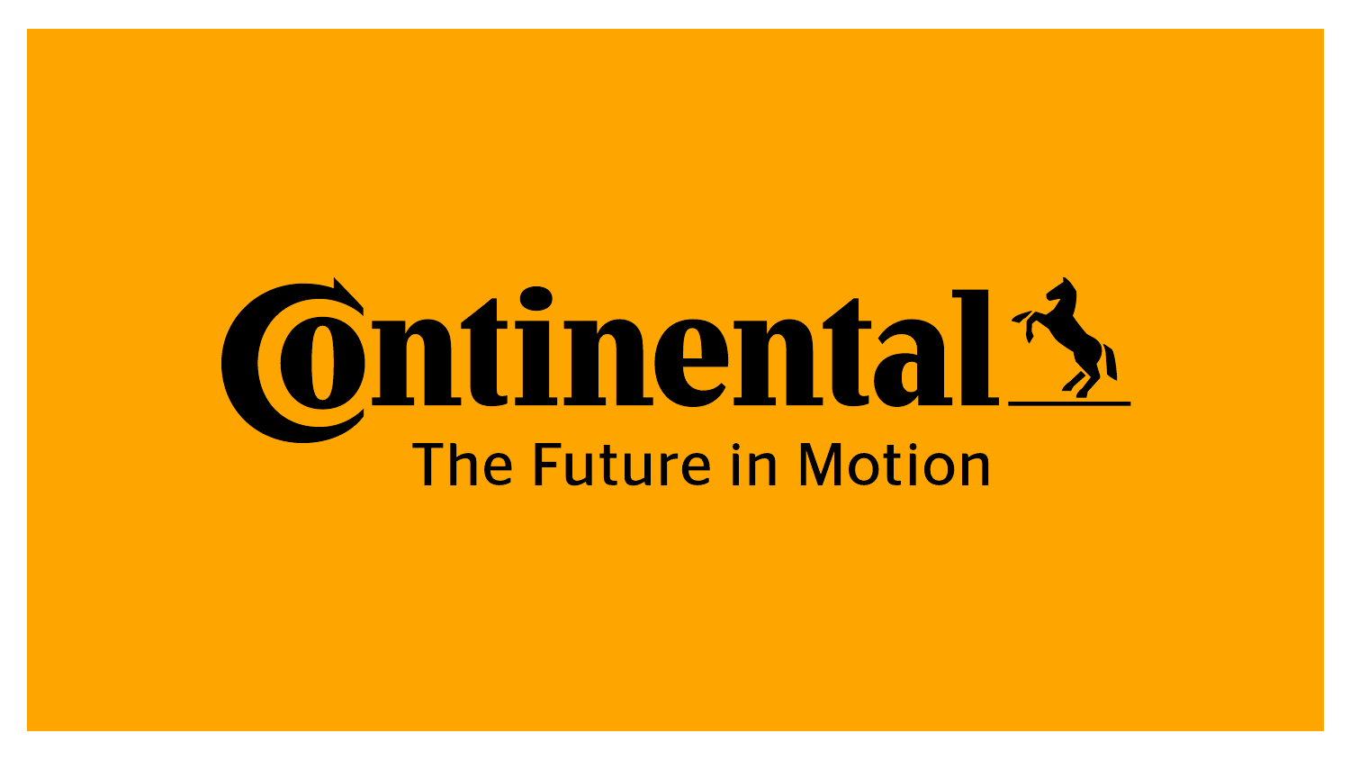Continental

The Future in Motion